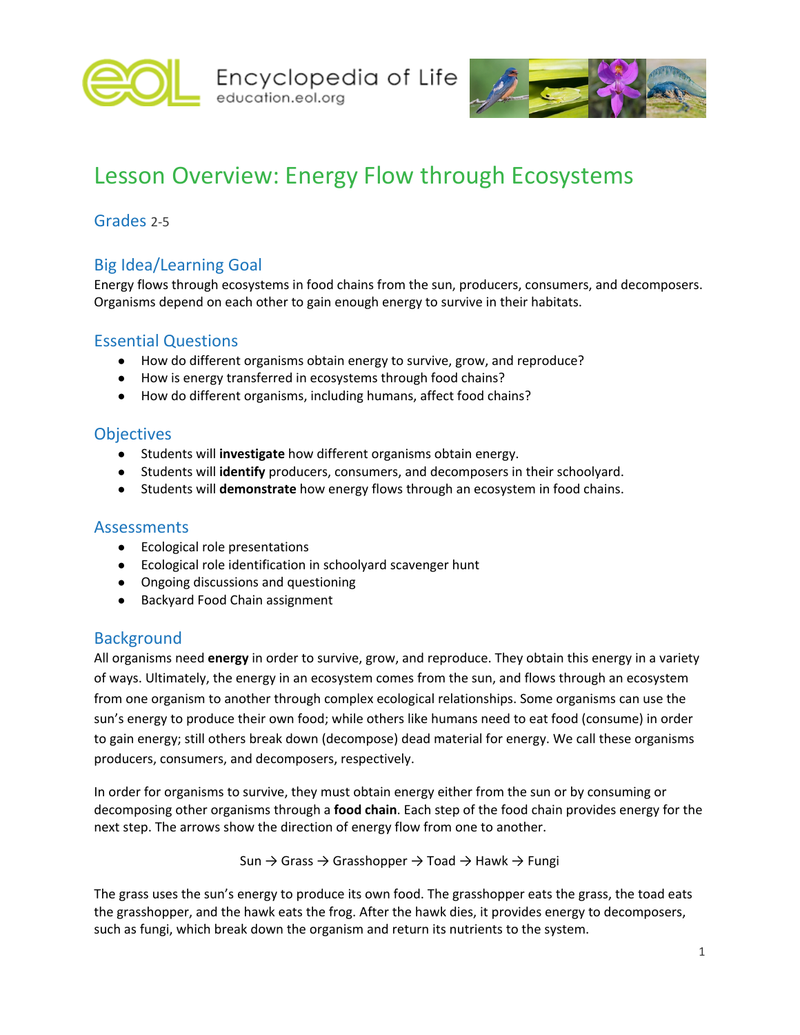Encyclopedia of Life
education.eol.org

# Lesson Overview: Energy Flow through Ecosystems

## Grades 2-5

## Big Idea/Learning Goal

Energy flows through ecosystems in food chains from the sun, producers, consumers, and decomposers. Organisms depend on each other to gain enough energy to survive in their habitats.

## Essential Questions

- How do different organisms obtain energy to survive, grow, and reproduce?
- How is energy transferred in ecosystems through food chains?
- How do different organisms, including humans, affect food chains?

## Objectives

- Students will **investigate** how different organisms obtain energy.
- Students will **identify** producers, consumers, and decomposers in their schoolyard.
- Students will **demonstrate** how energy flows through an ecosystem in food chains.

## Assessments

- Ecological role presentations
- Ecological role identification in schoolyard scavenger hunt
- Ongoing discussions and questioning
- Backyard Food Chain assignment

## Background

All organisms need **energy** in order to survive, grow, and reproduce. They obtain this energy in a variety of ways. Ultimately, the energy in an ecosystem comes from the sun, and flows through an ecosystem from one organism to another through complex ecological relationships. Some organisms can use the sun's energy to produce their own food; while others like humans need to eat food (consume) in order to gain energy; still others break down (decompose) dead material for energy. We call these organisms producers, consumers, and decomposers, respectively.

In order for organisms to survive, they must obtain energy either from the sun or by consuming or decomposing other organisms through a **food chain**. Each step of the food chain provides energy for the next step. The arrows show the direction of energy flow from one to another.

Sun → Grass → Grasshopper → Toad → Hawk → Fungi

The grass uses the sun's energy to produce its own food. The grasshopper eats the grass, the toad eats the grasshopper, and the hawk eats the frog. After the hawk dies, it provides energy to decomposers, such as fungi, which break down the organism and return its nutrients to the system.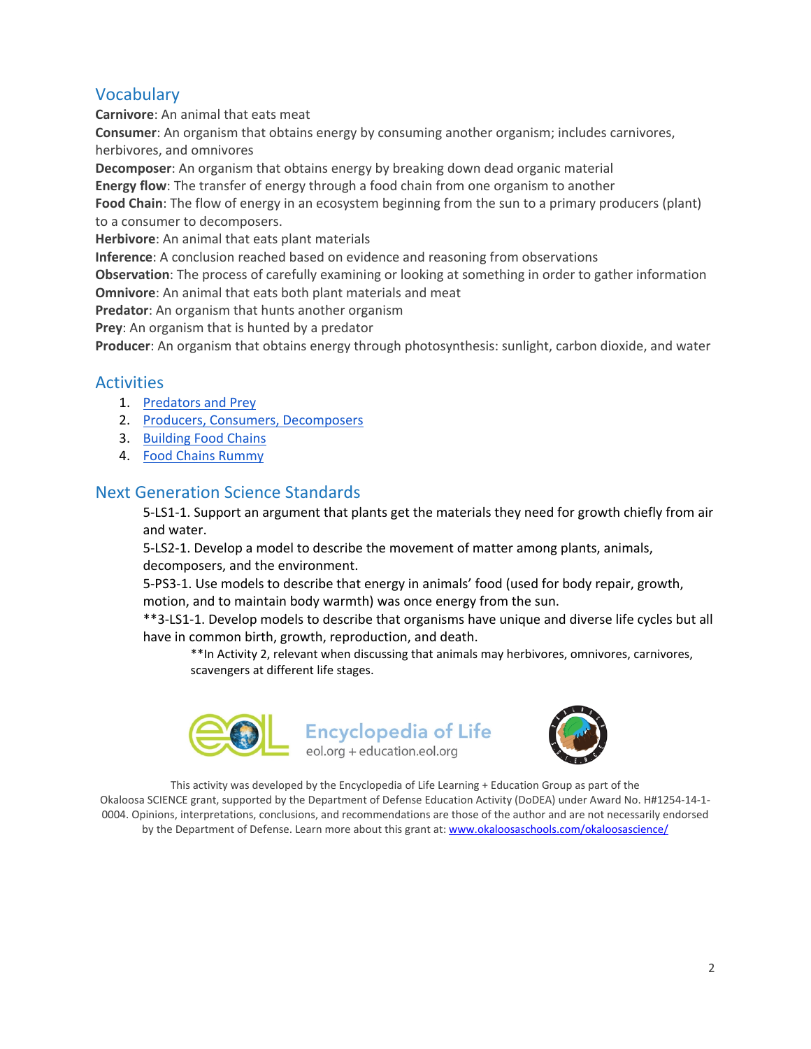## Vocabulary

**Carnivore**: An animal that eats meat
**Consumer**: An organism that obtains energy by consuming another organism; includes carnivores, herbivores, and omnivores
**Decomposer**: An organism that obtains energy by breaking down dead organic material
**Energy flow**: The transfer of energy through a food chain from one organism to another
**Food Chain**: The flow of energy in an ecosystem beginning from the sun to a primary producers (plant) to a consumer to decomposers.
**Herbivore**: An animal that eats plant materials
**Inference**: A conclusion reached based on evidence and reasoning from observations
**Observation**: The process of carefully examining or looking at something in order to gather information
**Omnivore**: An animal that eats both plant materials and meat
**Predator**: An organism that hunts another organism
**Prey**: An organism that is hunted by a predator
**Producer**: An organism that obtains energy through photosynthesis: sunlight, carbon dioxide, and water

## Activities

1. Predators and Prey
2. Producers, Consumers, Decomposers
3. Building Food Chains
4. Food Chains Rummy

## Next Generation Science Standards

5-LS1-1. Support an argument that plants get the materials they need for growth chiefly from air and water.
5-LS2-1. Develop a model to describe the movement of matter among plants, animals, decomposers, and the environment.
5-PS3-1. Use models to describe that energy in animals' food (used for body repair, growth, motion, and to maintain body warmth) was once energy from the sun.
**3-LS1-1. Develop models to describe that organisms have unique and diverse life cycles but all have in common birth, growth, reproduction, and death.

**In Activity 2, relevant when discussing that animals may herbivores, omnivores, carnivores, scavengers at different life stages.

Encyclopedia of Life
eol.org + education.eol.org

This activity was developed by the Encyclopedia of Life Learning + Education Group as part of the Okaloosa SCIENCE grant, supported by the Department of Defense Education Activity (DoDEA) under Award No. H#1254-14-1-0004. Opinions, interpretations, conclusions, and recommendations are those of the author and are not necessarily endorsed by the Department of Defense. Learn more about this grant at: www.okaloosaschools.com/okaloosascience/